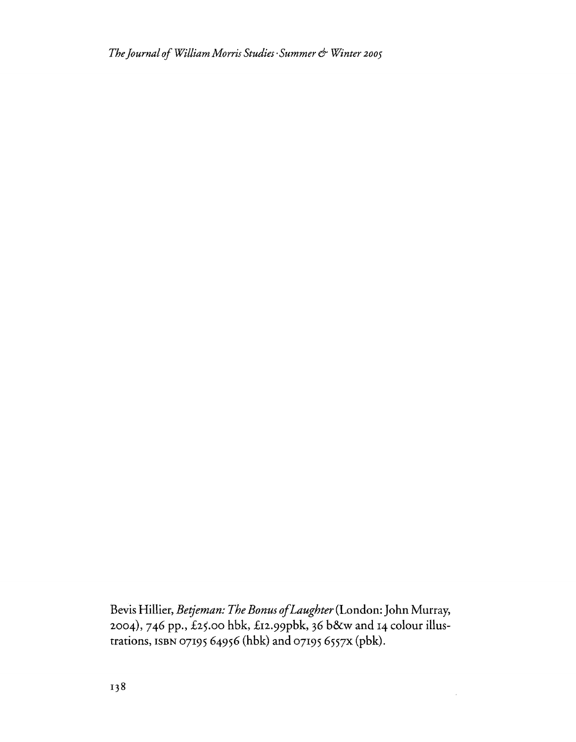Bevis Hillier, *Betjeman: The Bonus of Laughter* (London: John Murray, 2004), 746 pp., £25.00 hbk, £12.99pbk, 36 b&w and 14 colour illustrations, ISBN 07195 64956 (hbk) and 07195 6557x (pbk).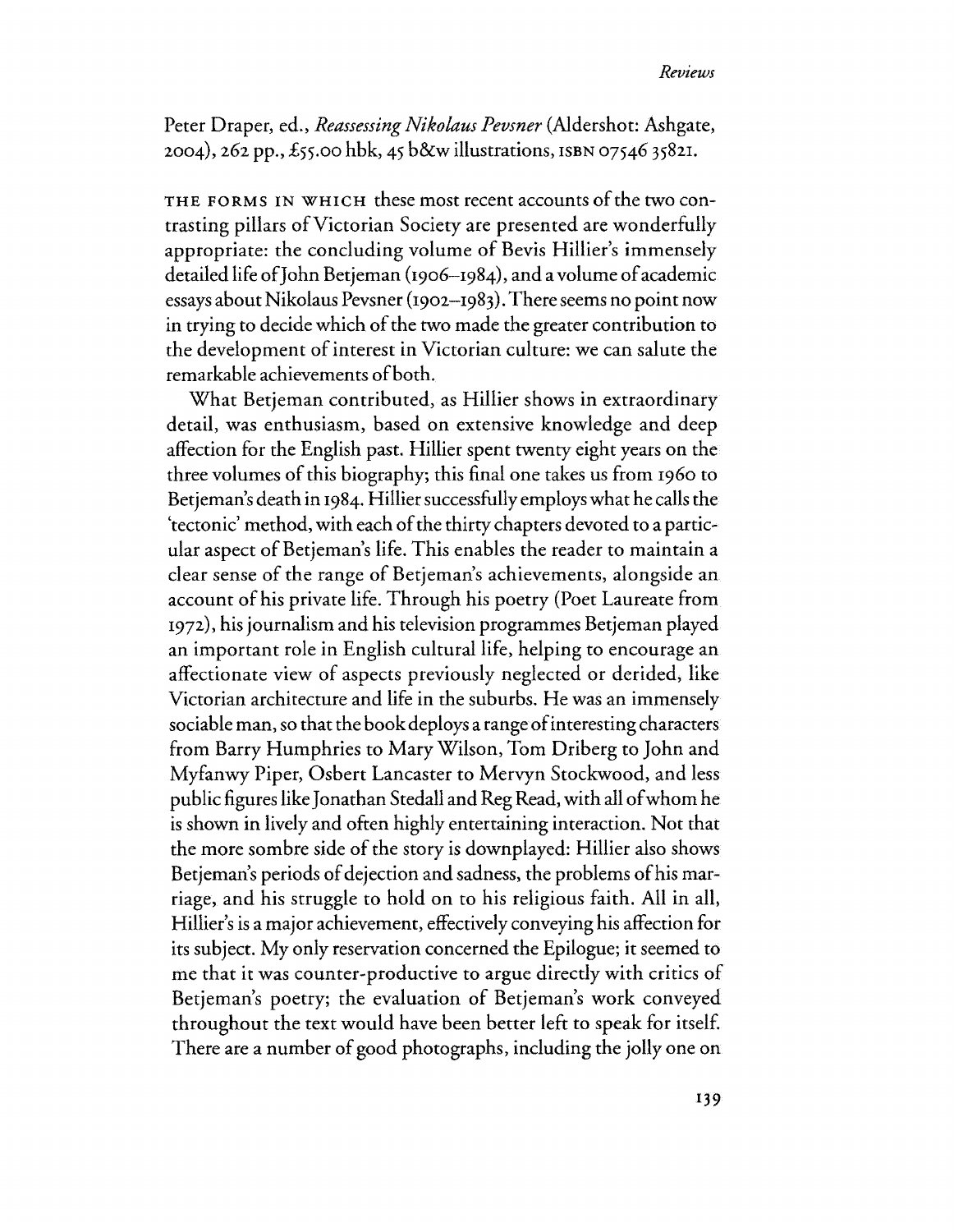Peter Draper, ed., *Reassessing Nikolaus Pevsner* (Aldershot: Ashgate, 2004), 262 pp., £55.00 hbk, 45 b&w illustrations, ISBN 0754635821.

THE FORMS IN WHICH these most recent accounts of the two contrasting pillars of Victorian Society are presented are wonderfully appropriate: the concluding volume of Bevis Hillier's immensely detailed life of John Betjeman (1906–1984), and a volume of academic essays about Nikolaus Pevsner (1902–1983). There seems no point now in trying to decide which of the two made the greater contribution to the development of interest in Victorian culture: we can salute the remarkable achievements of both.

What Betjeman contributed, as Hillier shows in extraordinary detail, was enthusiasm, based on extensive knowledge and deep affection for the English past. Hillier spent twenty eight years on the three volumes of this biography; this final one takes us from 1960 to Betjeman's death in 1984. Hillier successfully employs what he calls the 'tectonic' method, with each of the thirty chapters devoted to a particular aspect of Betjeman's life. This enables the reader to maintain a clear sense of the range of Betjeman's achievements, alongside an account of his private life. Through his poetry (Poet Laureate from 1972), his journalism and his television programmes Betjeman played an important role in English cultural life, helping to encourage an affectionate view of aspects previously neglected or derided, like Victorian architecture and life in the suburbs. He was an immensely sociable man, so that the book deploys a range of interesting characters from Barry Humphries to Mary Wilson, Tom Driberg to John and Myfanwy Piper, Osbert Lancaster to Mervyn Stockwood, and less public figures like Jonathan Stedall and Reg Read, with all of whom he is shown in lively and often highly entertaining interaction. Not that the more sombre side of the story is downplayed: Hillier also shows Betjeman's periods of dejection and sadness, the problems of his marriage, and his struggle to hold on to his religious faith. All in all, Hillier's is a major achievement, effectively conveying his affection for its subject. My only reservation concerned the Epilogue; it seemed to me that it was counter-productive to argue directly with critics of Betjeman's poetry; the evaluation of Betjeman's work conveyed throughout the text would have been better left to speak for itself. There are a number of good photographs, including the jolly one on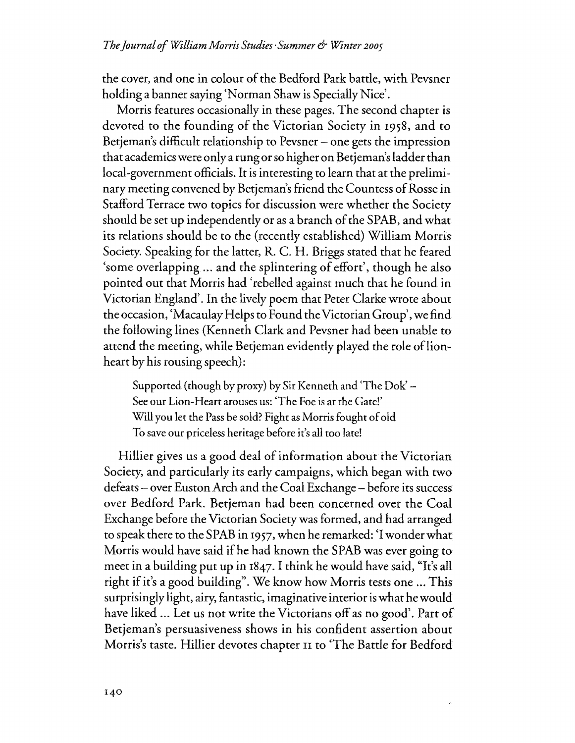the cover, and one in colour of the Bedford Park battle, with Pevsner holding a banner saying 'Norman Shaw is Specially Nice'.

Morris features occasionally in these pages. The second chapter is devoted to the founding of the Victorian Society in 1958, and to Betjeman's difficult relationship to Pevsner – one gets the impression that academics were only a rung or so higher on Betjeman's ladder than local-government officials. It is interesting to learn that at the preliminary meeting convened by Betjeman's friend the Countess of Rosse in Stafford Terrace two topics for discussion were whether the Society should be set up independently or as a branch of the SPAB, and what its relations should be to the (recently established) William Morris Society. Speaking for the latter, R. C. H. Briggs stated that he feared 'some overlapping ... and the splintering of effort', though he also pointed out that Morris had 'rebelled against much that he found in Victorian England'. In the lively poem that Peter Clarke wrote about the occasion, 'Macaulay Helps to Found the Victorian Group', we find the following lines (Kenneth Clark and Pevsner had been unable to attend the meeting, while Betjeman evidently played the role of lion-heart by his rousing speech):

> Supported (though by proxy) by Sir Kenneth and 'The Dok' –
> See our Lion-Heart arouses us: 'The Foe is at the Gate!'
> Will you let the Pass be sold? Fight as Morris fought of old
> To save our priceless heritage before it's all too late!

Hillier gives us a good deal of information about the Victorian Society, and particularly its early campaigns, which began with two defeats – over Euston Arch and the Coal Exchange – before its success over Bedford Park. Betjeman had been concerned over the Coal Exchange before the Victorian Society was formed, and had arranged to speak there to the SPAB in 1957, when he remarked: 'I wonder what Morris would have said if he had known the SPAB was ever going to meet in a building put up in 1847. I think he would have said, "It's all right if it's a good building". We know how Morris tests one ... This surprisingly light, airy, fantastic, imaginative interior is what he would have liked ... Let us not write the Victorians off as no good'. Part of Betjeman's persuasiveness shows in his confident assertion about Morris's taste. Hillier devotes chapter 11 to 'The Battle for Bedford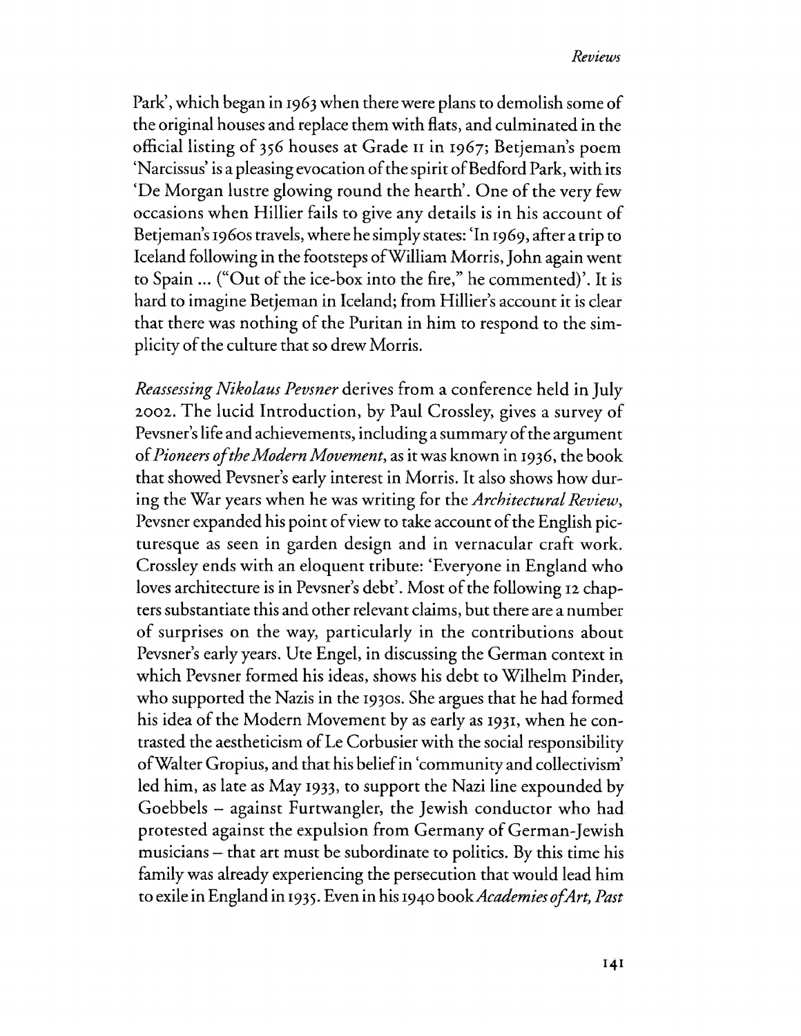Park', which began in 1963 when there were plans to demolish some of the original houses and replace them with flats, and culminated in the official listing of 356 houses at Grade II in 1967; Betjeman's poem 'Narcissus' is a pleasing evocation of the spirit of Bedford Park, with its 'De Morgan lustre glowing round the hearth'. One of the very few occasions when Hillier fails to give any details is in his account of Betjeman's 1960s travels, where he simply states: 'In 1969, after a trip to Iceland following in the footsteps of William Morris, John again went to Spain ... ("Out of the ice-box into the fire," he commented)'. It is hard to imagine Betjeman in Iceland; from Hillier's account it is clear that there was nothing of the Puritan in him to respond to the simplicity of the culture that so drew Morris.

*Reassessing Nikolaus Pevsner* derives from a conference held in July 2002. The lucid Introduction, by Paul Crossley, gives a survey of Pevsner's life and achievements, including a summary of the argument of *Pioneers of the Modern Movement*, as it was known in 1936, the book that showed Pevsner's early interest in Morris. It also shows how during the War years when he was writing for the *Architectural Review*, Pevsner expanded his point of view to take account of the English picturesque as seen in garden design and in vernacular craft work. Crossley ends with an eloquent tribute: 'Everyone in England who loves architecture is in Pevsner's debt'. Most of the following 12 chapters substantiate this and other relevant claims, but there are a number of surprises on the way, particularly in the contributions about Pevsner's early years. Ute Engel, in discussing the German context in which Pevsner formed his ideas, shows his debt to Wilhelm Pinder, who supported the Nazis in the 1930s. She argues that he had formed his idea of the Modern Movement by as early as 1931, when he contrasted the aestheticism of Le Corbusier with the social responsibility of Walter Gropius, and that his belief in 'community and collectivism' led him, as late as May 1933, to support the Nazi line expounded by Goebbels – against Furtwangler, the Jewish conductor who had protested against the expulsion from Germany of German-Jewish musicians – that art must be subordinate to politics. By this time his family was already experiencing the persecution that would lead him to exile in England in 1935. Even in his 1940 book *Academies of Art, Past*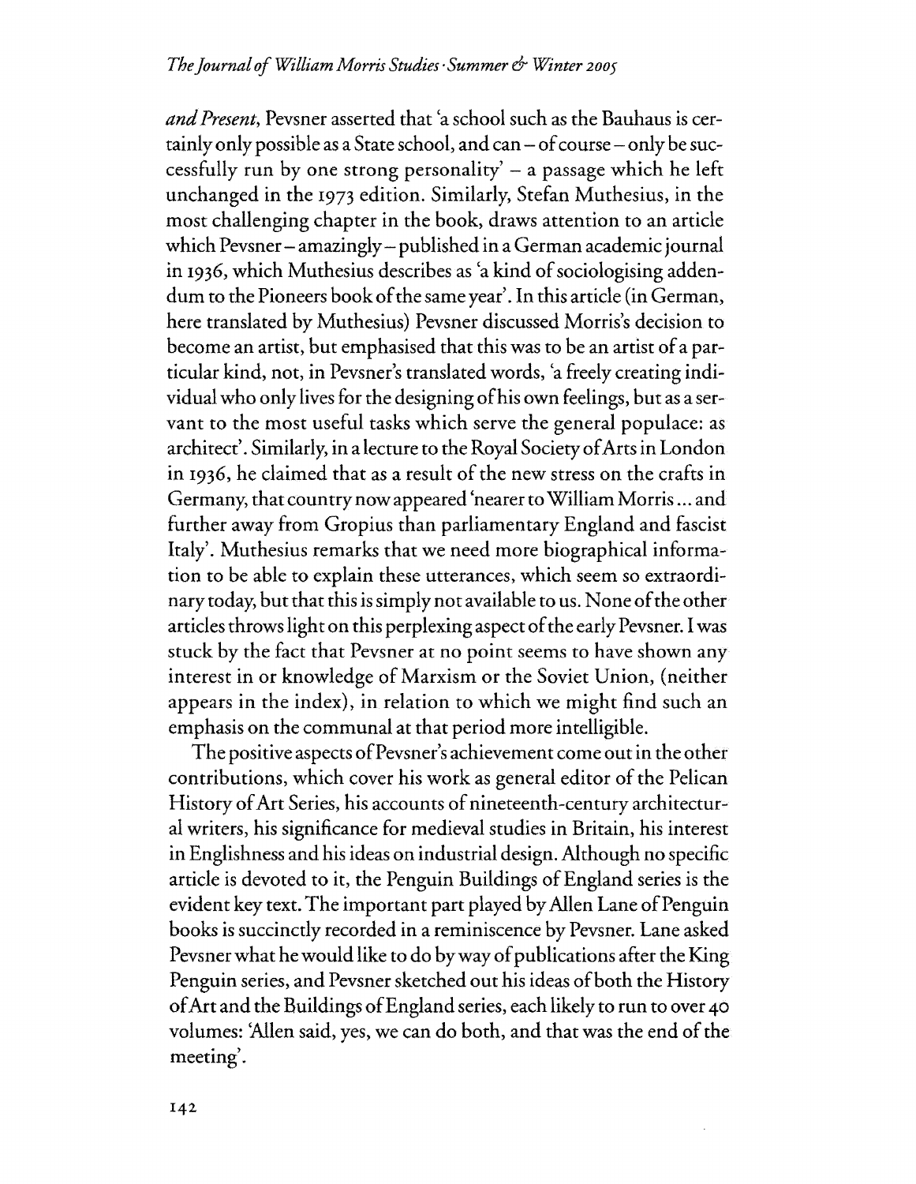*and Present*, Pevsner asserted that 'a school such as the Bauhaus is certainly only possible as a State school, and can – of course – only be successfully run by one strong personality' – a passage which he left unchanged in the 1973 edition. Similarly, Stefan Muthesius, in the most challenging chapter in the book, draws attention to an article which Pevsner – amazingly – published in a German academic journal in 1936, which Muthesius describes as 'a kind of sociologising addendum to the Pioneers book of the same year'. In this article (in German, here translated by Muthesius) Pevsner discussed Morris's decision to become an artist, but emphasised that this was to be an artist of a particular kind, not, in Pevsner's translated words, 'a freely creating individual who only lives for the designing of his own feelings, but as a servant to the most useful tasks which serve the general populace: as architect'. Similarly, in a lecture to the Royal Society of Arts in London in 1936, he claimed that as a result of the new stress on the crafts in Germany, that country now appeared 'nearer to William Morris ... and further away from Gropius than parliamentary England and fascist Italy'. Muthesius remarks that we need more biographical information to be able to explain these utterances, which seem so extraordinary today, but that this is simply not available to us. None of the other articles throws light on this perplexing aspect of the early Pevsner. I was stuck by the fact that Pevsner at no point seems to have shown any interest in or knowledge of Marxism or the Soviet Union, (neither appears in the index), in relation to which we might find such an emphasis on the communal at that period more intelligible.

The positive aspects of Pevsner's achievement come out in the other contributions, which cover his work as general editor of the Pelican History of Art Series, his accounts of nineteenth-century architectural writers, his significance for medieval studies in Britain, his interest in Englishness and his ideas on industrial design. Although no specific article is devoted to it, the Penguin Buildings of England series is the evident key text. The important part played by Allen Lane of Penguin books is succinctly recorded in a reminiscence by Pevsner. Lane asked Pevsner what he would like to do by way of publications after the King Penguin series, and Pevsner sketched out his ideas of both the History of Art and the Buildings of England series, each likely to run to over 40 volumes: 'Allen said, yes, we can do both, and that was the end of the meeting'.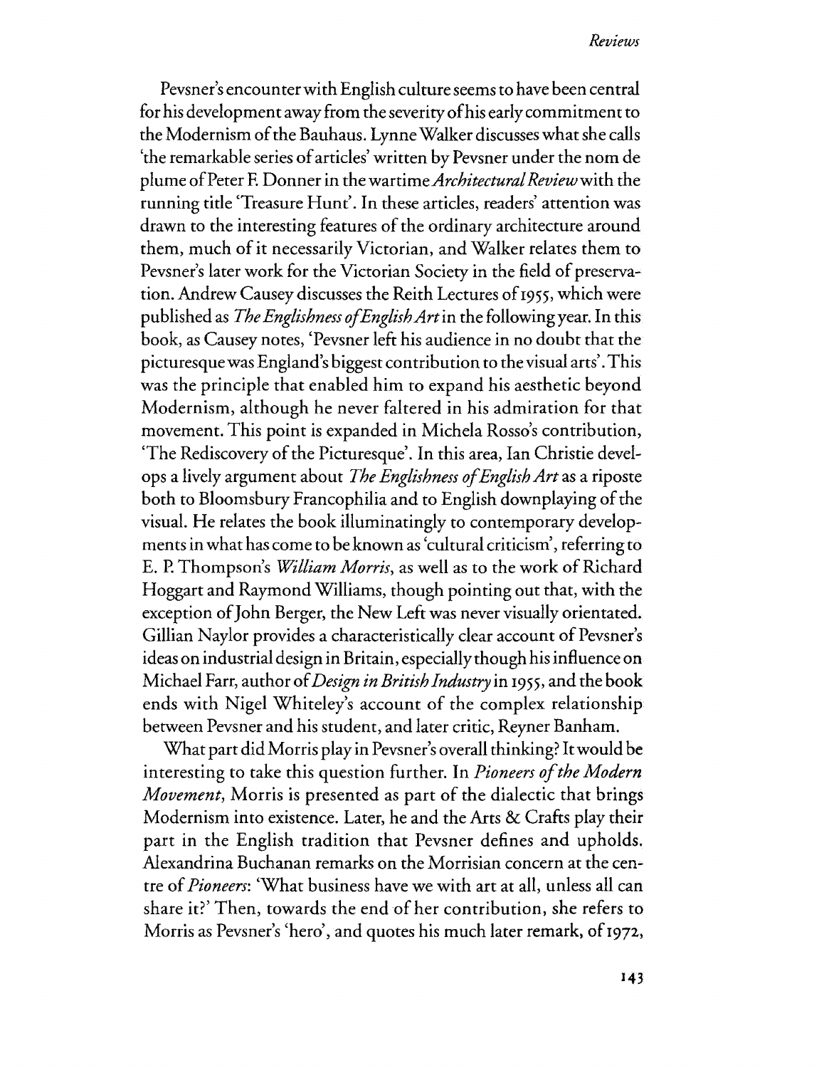Pevsner's encounter with English culture seems to have been central for his development away from the severity of his early commitment to the Modernism of the Bauhaus. Lynne Walker discusses what she calls 'the remarkable series of articles' written by Pevsner under the nom de plume of Peter F. Donner in the wartime *Architectural Review* with the running title 'Treasure Hunt'. In these articles, readers' attention was drawn to the interesting features of the ordinary architecture around them, much of it necessarily Victorian, and Walker relates them to Pevsner's later work for the Victorian Society in the field of preservation. Andrew Causey discusses the Reith Lectures of 1955, which were published as *The Englishness of English Art* in the following year. In this book, as Causey notes, 'Pevsner left his audience in no doubt that the picturesque was England's biggest contribution to the visual arts'. This was the principle that enabled him to expand his aesthetic beyond Modernism, although he never faltered in his admiration for that movement. This point is expanded in Michela Rosso's contribution, 'The Rediscovery of the Picturesque'. In this area, Ian Christie develops a lively argument about *The Englishness of English Art* as a riposte both to Bloomsbury Francophilia and to English downplaying of the visual. He relates the book illuminatingly to contemporary developments in what has come to be known as 'cultural criticism', referring to E. P. Thompson's *William Morris*, as well as to the work of Richard Hoggart and Raymond Williams, though pointing out that, with the exception of John Berger, the New Left was never visually orientated. Gillian Naylor provides a characteristically clear account of Pevsner's ideas on industrial design in Britain, especially though his influence on Michael Farr, author of *Design in British Industry* in 1955, and the book ends with Nigel Whiteley's account of the complex relationship between Pevsner and his student, and later critic, Reyner Banham.

What part did Morris play in Pevsner's overall thinking? It would be interesting to take this question further. In *Pioneers of the Modern Movement*, Morris is presented as part of the dialectic that brings Modernism into existence. Later, he and the Arts & Crafts play their part in the English tradition that Pevsner defines and upholds. Alexandrina Buchanan remarks on the Morrisian concern at the centre of *Pioneers*: 'What business have we with art at all, unless all can share it?' Then, towards the end of her contribution, she refers to Morris as Pevsner's 'hero', and quotes his much later remark, of 1972,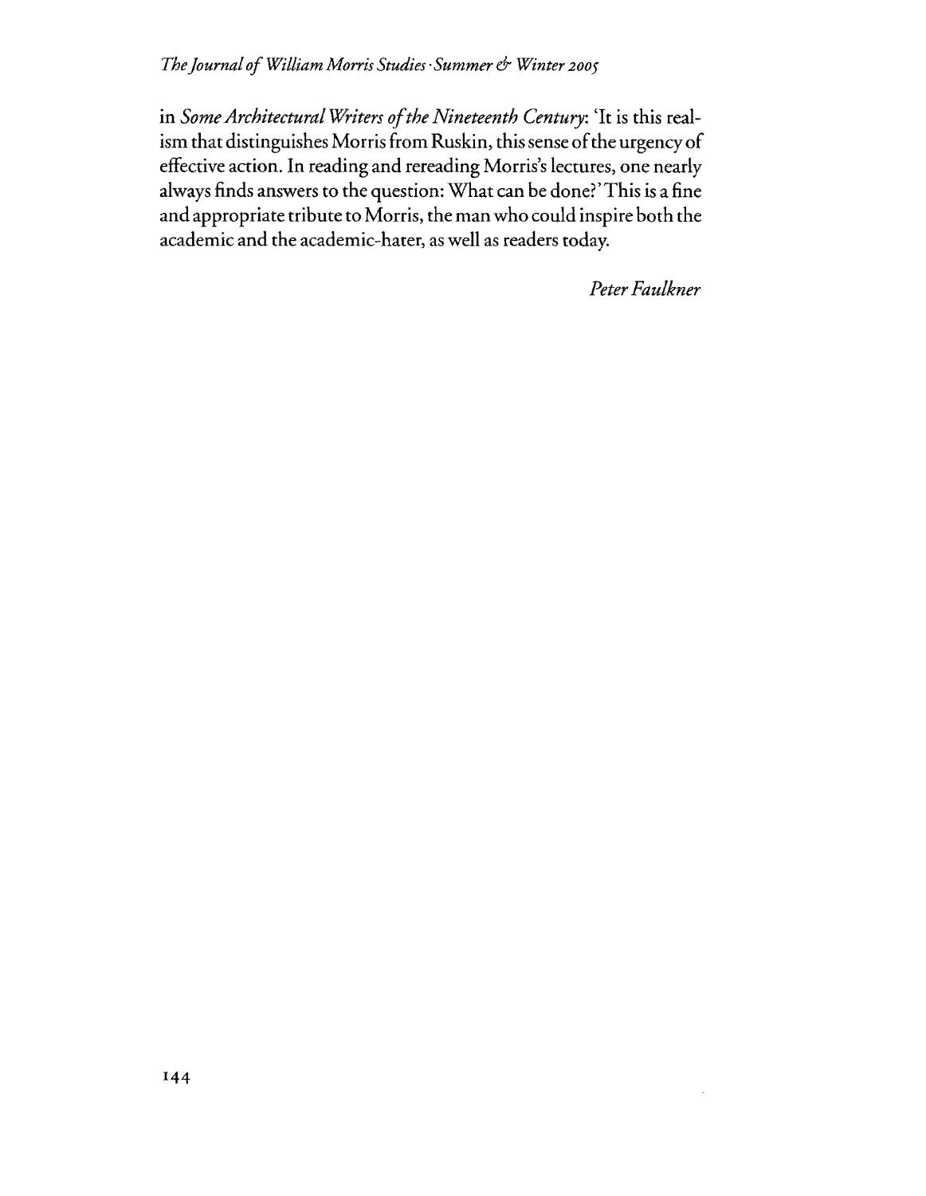in *Some Architectural Writers of the Nineteenth Century*: 'It is this realism that distinguishes Morris from Ruskin, this sense of the urgency of effective action. In reading and rereading Morris's lectures, one nearly always finds answers to the question: What can be done?' This is a fine and appropriate tribute to Morris, the man who could inspire both the academic and the academic-hater, as well as readers today.

*Peter Faulkner*